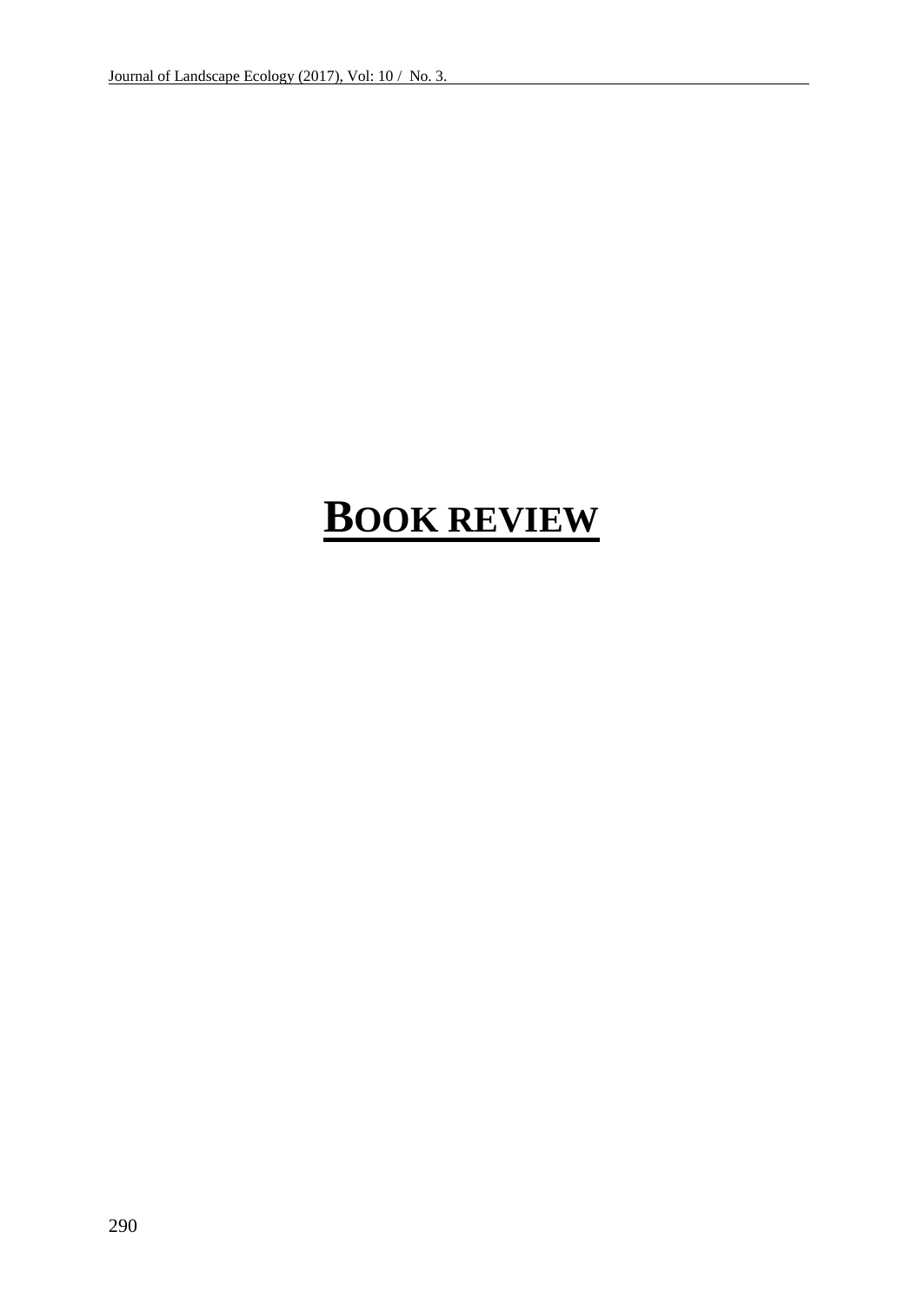# BOOK REVIEW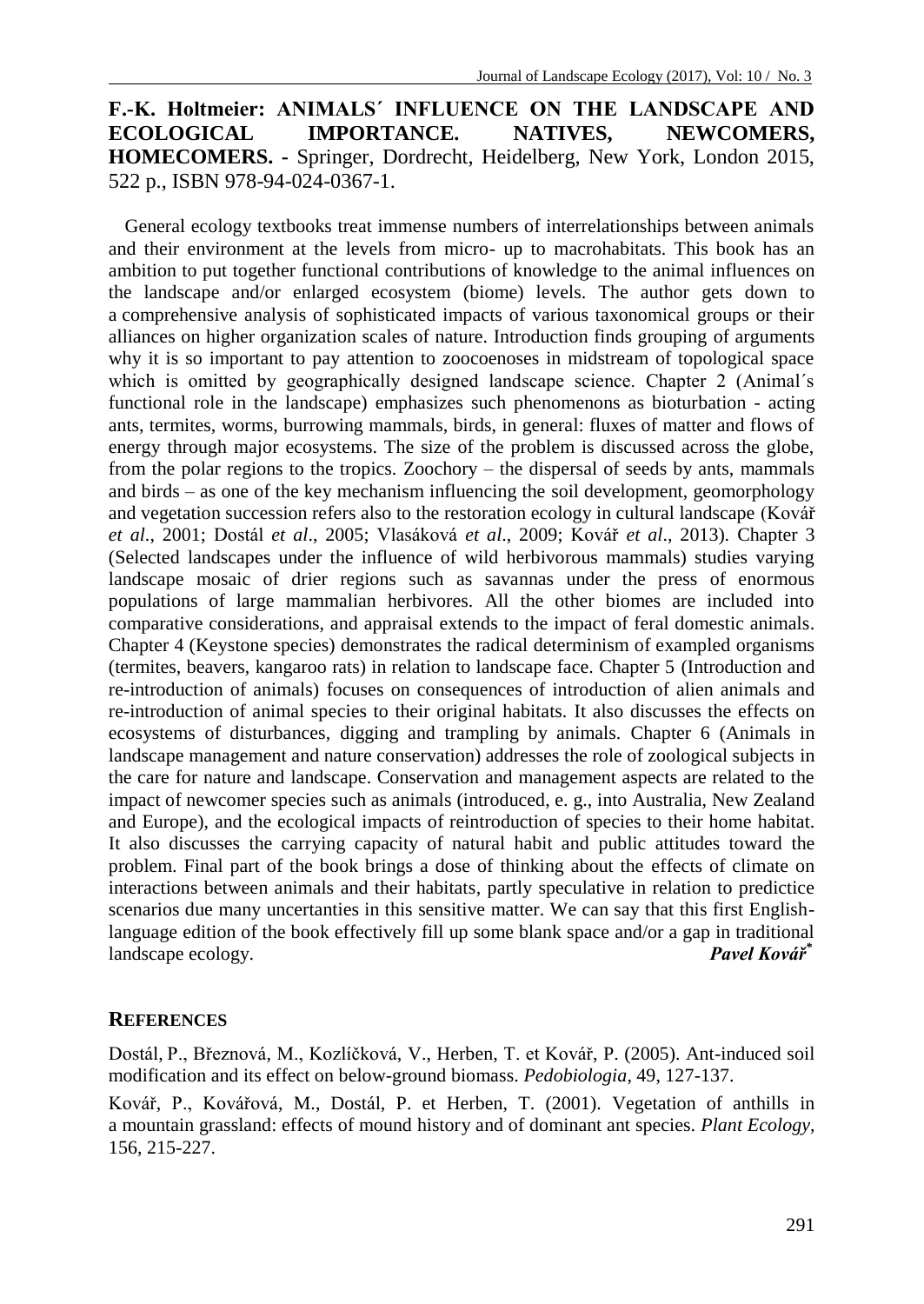## F.-K. Holtmeier: ANIMALS´ INFLUENCE ON THE LANDSCAPE AND ECOLOGICAL IMPORTANCE. NATIVES, NEWCOMERS, HOMECOMERS. - Springer, Dordrecht, Heidelberg, New York, London 2015, 522 p., ISBN 978-94-024-0367-1.

General ecology textbooks treat immense numbers of interrelationships between animals and their environment at the levels from micro- up to macrohabitats. This book has an ambition to put together functional contributions of knowledge to the animal influences on the landscape and/or enlarged ecosystem (biome) levels. The author gets down to a comprehensive analysis of sophisticated impacts of various taxonomical groups or their alliances on higher organization scales of nature. Introduction finds grouping of arguments why it is so important to pay attention to zoocoenoses in midstream of topological space which is omitted by geographically designed landscape science. Chapter 2 (Animal´s functional role in the landscape) emphasizes such phenomenons as bioturbation - acting ants, termites, worms, burrowing mammals, birds, in general: fluxes of matter and flows of energy through major ecosystems. The size of the problem is discussed across the globe, from the polar regions to the tropics. Zoochory – the dispersal of seeds by ants, mammals and birds – as one of the key mechanism influencing the soil development, geomorphology and vegetation succession refers also to the restoration ecology in cultural landscape (Kovář *et al*., 2001; Dostál *et al*., 2005; Vlasáková *et al*., 2009; Kovář *et al*., 2013). Chapter 3 (Selected landscapes under the influence of wild herbivorous mammals) studies varying landscape mosaic of drier regions such as savannas under the press of enormous populations of large mammalian herbivores. All the other biomes are included into comparative considerations, and appraisal extends to the impact of feral domestic animals. Chapter 4 (Keystone species) demonstrates the radical determinism of exampled organisms (termites, beavers, kangaroo rats) in relation to landscape face. Chapter 5 (Introduction and re-introduction of animals) focuses on consequences of introduction of alien animals and re-introduction of animal species to their original habitats. It also discusses the effects on ecosystems of disturbances, digging and trampling by animals. Chapter 6 (Animals in landscape management and nature conservation) addresses the role of zoological subjects in the care for nature and landscape. Conservation and management aspects are related to the impact of newcomer species such as animals (introduced, e. g., into Australia, New Zealand and Europe), and the ecological impacts of reintroduction of species to their home habitat. It also discusses the carrying capacity of natural habit and public attitudes toward the problem. Final part of the book brings a dose of thinking about the effects of climate on interactions between animals and their habitats, partly speculative in relation to predictice scenarios due many uncertanties in this sensitive matter. We can say that this first English-language edition of the book effectively fill up some blank space and/or a gap in traditional landscape ecology.

***Pavel Kovář****

## REFERENCES

Dostál, P., Březnová, M., Kozlíčková, V., Herben, T. et Kovář, P. (2005). Ant-induced soil modification and its effect on below-ground biomass. *Pedobiologia*, 49, 127-137.

Kovář, P., Kovářová, M., Dostál, P. et Herben, T. (2001). Vegetation of anthills in a mountain grassland: effects of mound history and of dominant ant species. *Plant Ecology*, 156, 215-227.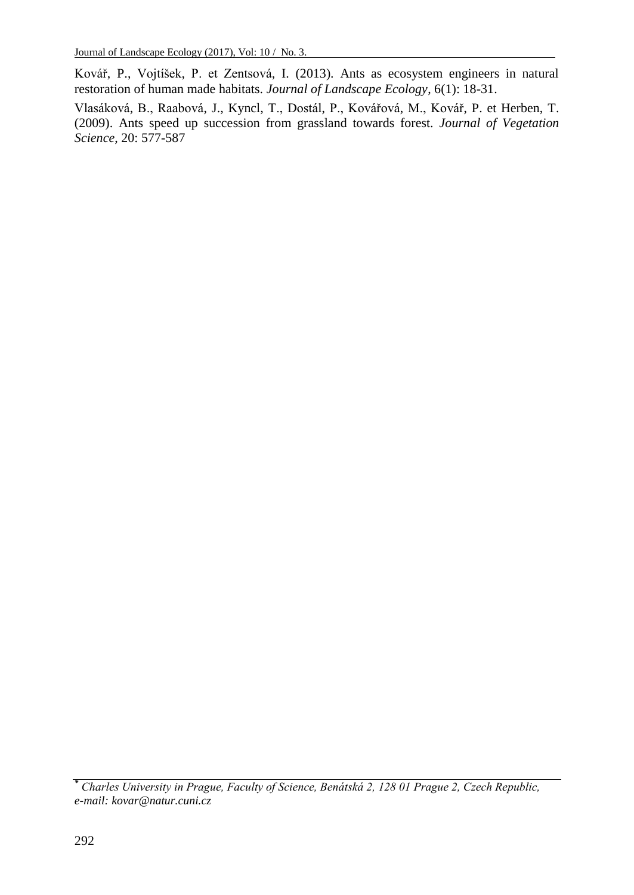Kovář, P., Vojtíšek, P. et Zentsová, I. (2013). Ants as ecosystem engineers in natural restoration of human made habitats. *Journal of Landscape Ecology*, 6(1): 18-31.

Vlasáková, B., Raabová, J., Kyncl, T., Dostál, P., Kovářová, M., Kovář, P. et Herben, T. (2009). Ants speed up succession from grassland towards forest. *Journal of Vegetation Science*, 20: 577-587

---

*\* Charles University in Prague, Faculty of Science, Benátská 2, 128 01 Prague 2, Czech Republic, e-mail: kovar@natur.cuni.cz*